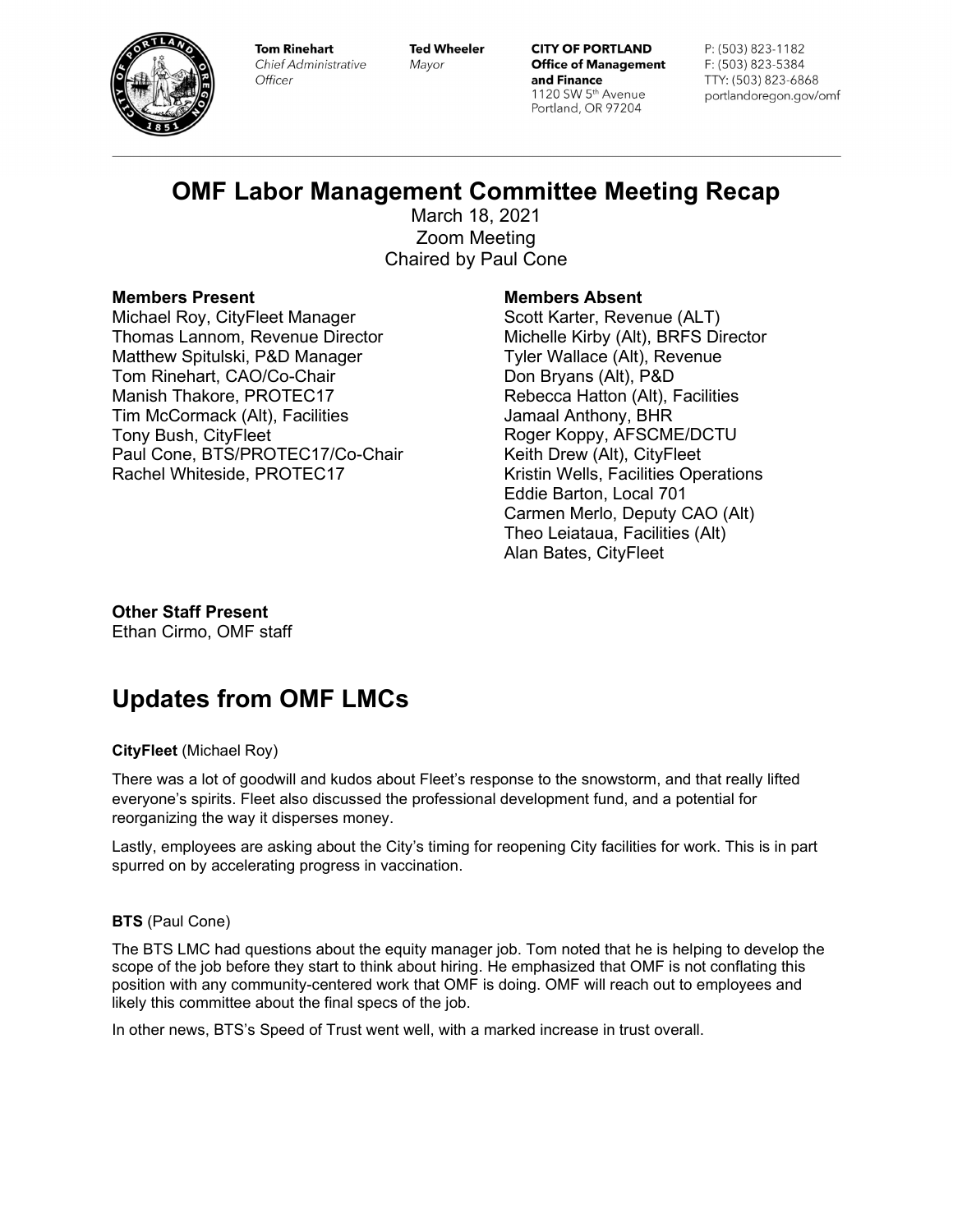Tom Rinehart
*Chief Administrative Officer*

Ted Wheeler
*Mayor*

**CITY OF PORTLAND**
**Office of Management and Finance**
1120 SW 5th Avenue
Portland, OR 97204

P: (503) 823-1182
F: (503) 823-5384
TTY: (503) 823-6868
portlandoregon.gov/omf

# OMF Labor Management Committee Meeting Recap

March 18, 2021
Zoom Meeting
Chaired by Paul Cone

**Members Present**
Michael Roy, CityFleet Manager
Thomas Lannom, Revenue Director
Matthew Spitulski, P&D Manager
Tom Rinehart, CAO/Co-Chair
Manish Thakore, PROTEC17
Tim McCormack (Alt), Facilities
Tony Bush, CityFleet
Paul Cone, BTS/PROTEC17/Co-Chair
Rachel Whiteside, PROTEC17

**Members Absent**
Scott Karter, Revenue (ALT)
Michelle Kirby (Alt), BRFS Director
Tyler Wallace (Alt), Revenue
Don Bryans (Alt), P&D
Rebecca Hatton (Alt), Facilities
Jamaal Anthony, BHR
Roger Koppy, AFSCME/DCTU
Keith Drew (Alt), CityFleet
Kristin Wells, Facilities Operations
Eddie Barton, Local 701
Carmen Merlo, Deputy CAO (Alt)
Theo Leiataua, Facilities (Alt)
Alan Bates, CityFleet

**Other Staff Present**
Ethan Cirmo, OMF staff

# Updates from OMF LMCs

**CityFleet** (Michael Roy)

There was a lot of goodwill and kudos about Fleet's response to the snowstorm, and that really lifted everyone's spirits. Fleet also discussed the professional development fund, and a potential for reorganizing the way it disperses money.

Lastly, employees are asking about the City's timing for reopening City facilities for work. This is in part spurred on by accelerating progress in vaccination.

**BTS** (Paul Cone)

The BTS LMC had questions about the equity manager job. Tom noted that he is helping to develop the scope of the job before they start to think about hiring. He emphasized that OMF is not conflating this position with any community-centered work that OMF is doing. OMF will reach out to employees and likely this committee about the final specs of the job.

In other news, BTS's Speed of Trust went well, with a marked increase in trust overall.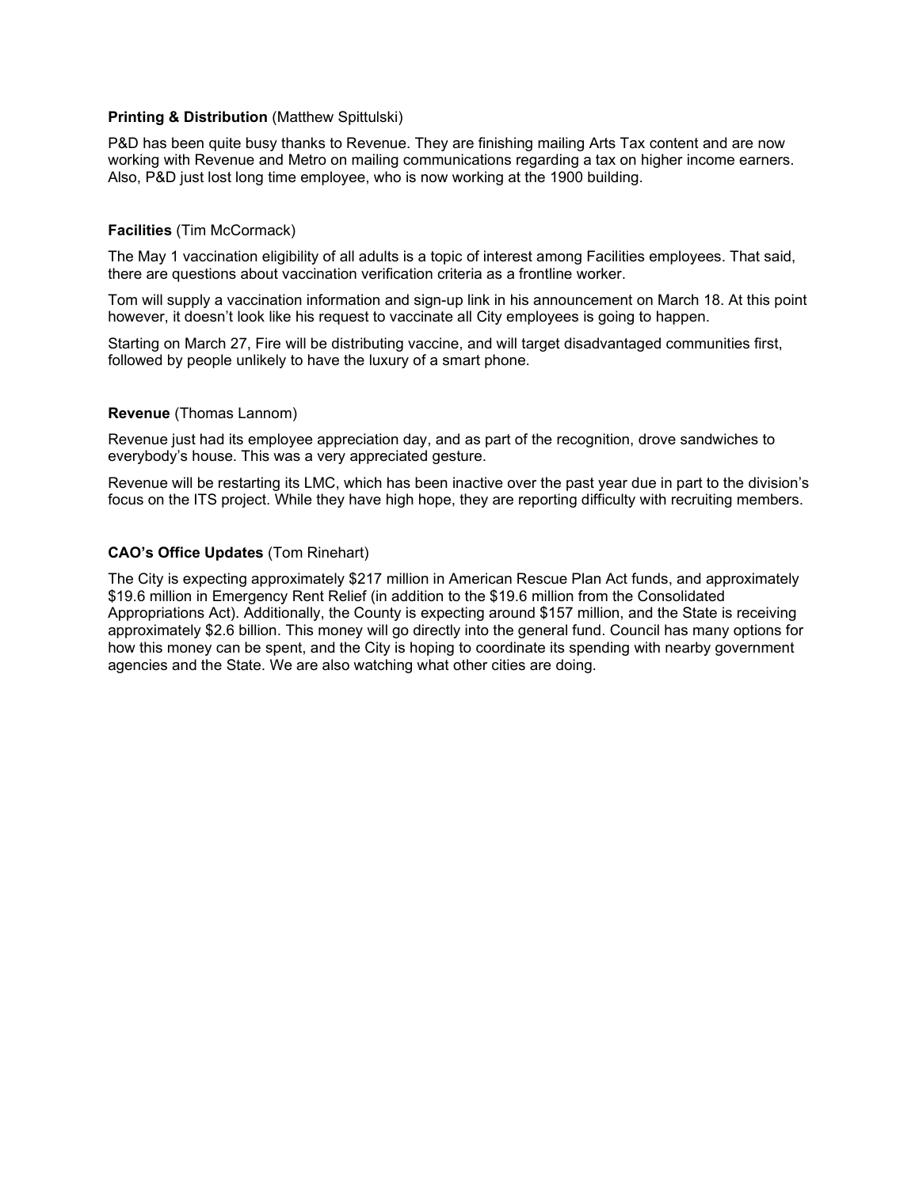**Printing & Distribution** (Matthew Spittulski)

P&D has been quite busy thanks to Revenue. They are finishing mailing Arts Tax content and are now working with Revenue and Metro on mailing communications regarding a tax on higher income earners. Also, P&D just lost long time employee, who is now working at the 1900 building.

**Facilities** (Tim McCormack)

The May 1 vaccination eligibility of all adults is a topic of interest among Facilities employees. That said, there are questions about vaccination verification criteria as a frontline worker.

Tom will supply a vaccination information and sign-up link in his announcement on March 18. At this point however, it doesn't look like his request to vaccinate all City employees is going to happen.

Starting on March 27, Fire will be distributing vaccine, and will target disadvantaged communities first, followed by people unlikely to have the luxury of a smart phone.

**Revenue** (Thomas Lannom)

Revenue just had its employee appreciation day, and as part of the recognition, drove sandwiches to everybody's house. This was a very appreciated gesture.

Revenue will be restarting its LMC, which has been inactive over the past year due in part to the division's focus on the ITS project. While they have high hope, they are reporting difficulty with recruiting members.

**CAO's Office Updates** (Tom Rinehart)

The City is expecting approximately $217 million in American Rescue Plan Act funds, and approximately $19.6 million in Emergency Rent Relief (in addition to the $19.6 million from the Consolidated Appropriations Act). Additionally, the County is expecting around $157 million, and the State is receiving approximately $2.6 billion. This money will go directly into the general fund. Council has many options for how this money can be spent, and the City is hoping to coordinate its spending with nearby government agencies and the State. We are also watching what other cities are doing.